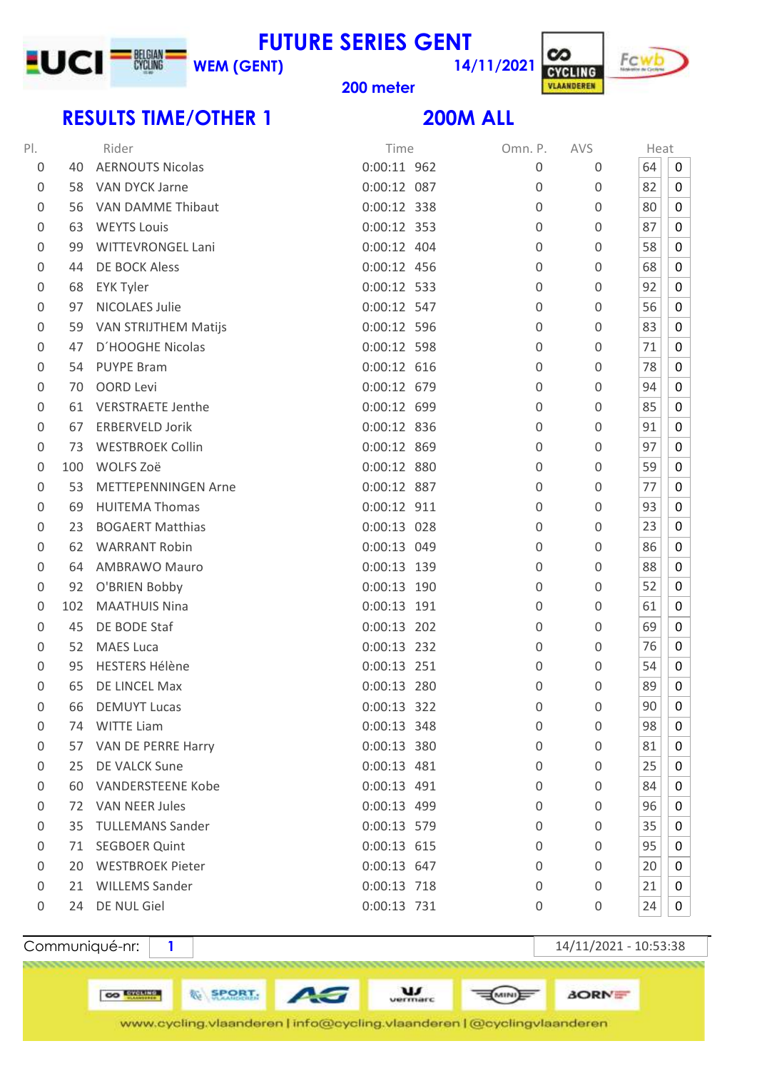# FUTURE SERIES GENT

**WEM (GENT)** **14/11/2021**

**200 meter**

## RESULTS TIME/OTHER 1 200M ALL

| Pl. | | Rider | Time | Omn. P. | AVS | Heat | |
|---|---|---|---|---|---|---|---|
| 0 | 40 | AERNOUTS Nicolas | 0:00:11 962 | 0 | 0 | 64 | 0 |
| 0 | 58 | VAN DYCK Jarne | 0:00:12 087 | 0 | 0 | 82 | 0 |
| 0 | 56 | VAN DAMME Thibaut | 0:00:12 338 | 0 | 0 | 80 | 0 |
| 0 | 63 | WEYTS Louis | 0:00:12 353 | 0 | 0 | 87 | 0 |
| 0 | 99 | WITTEVRONGEL Lani | 0:00:12 404 | 0 | 0 | 58 | 0 |
| 0 | 44 | DE BOCK Aless | 0:00:12 456 | 0 | 0 | 68 | 0 |
| 0 | 68 | EYK Tyler | 0:00:12 533 | 0 | 0 | 92 | 0 |
| 0 | 97 | NICOLAES Julie | 0:00:12 547 | 0 | 0 | 56 | 0 |
| 0 | 59 | VAN STRIJTHEM Matijs | 0:00:12 596 | 0 | 0 | 83 | 0 |
| 0 | 47 | D´HOOGHE Nicolas | 0:00:12 598 | 0 | 0 | 71 | 0 |
| 0 | 54 | PUYPE Bram | 0:00:12 616 | 0 | 0 | 78 | 0 |
| 0 | 70 | OORD Levi | 0:00:12 679 | 0 | 0 | 94 | 0 |
| 0 | 61 | VERSTRAETE Jenthe | 0:00:12 699 | 0 | 0 | 85 | 0 |
| 0 | 67 | ERBERVELD Jorik | 0:00:12 836 | 0 | 0 | 91 | 0 |
| 0 | 73 | WESTBROEK Collin | 0:00:12 869 | 0 | 0 | 97 | 0 |
| 0 | 100 | WOLFS Zoë | 0:00:12 880 | 0 | 0 | 59 | 0 |
| 0 | 53 | METTEPENNINGEN Arne | 0:00:12 887 | 0 | 0 | 77 | 0 |
| 0 | 69 | HUITEMA Thomas | 0:00:12 911 | 0 | 0 | 93 | 0 |
| 0 | 23 | BOGAERT Matthias | 0:00:13 028 | 0 | 0 | 23 | 0 |
| 0 | 62 | WARRANT Robin | 0:00:13 049 | 0 | 0 | 86 | 0 |
| 0 | 64 | AMBRAWO Mauro | 0:00:13 139 | 0 | 0 | 88 | 0 |
| 0 | 92 | O'BRIEN Bobby | 0:00:13 190 | 0 | 0 | 52 | 0 |
| 0 | 102 | MAATHUIS Nina | 0:00:13 191 | 0 | 0 | 61 | 0 |
| 0 | 45 | DE BODE Staf | 0:00:13 202 | 0 | 0 | 69 | 0 |
| 0 | 52 | MAES Luca | 0:00:13 232 | 0 | 0 | 76 | 0 |
| 0 | 95 | HESTERS Hélène | 0:00:13 251 | 0 | 0 | 54 | 0 |
| 0 | 65 | DE LINCEL Max | 0:00:13 280 | 0 | 0 | 89 | 0 |
| 0 | 66 | DEMUYT Lucas | 0:00:13 322 | 0 | 0 | 90 | 0 |
| 0 | 74 | WITTE Liam | 0:00:13 348 | 0 | 0 | 98 | 0 |
| 0 | 57 | VAN DE PERRE Harry | 0:00:13 380 | 0 | 0 | 81 | 0 |
| 0 | 25 | DE VALCK Sune | 0:00:13 481 | 0 | 0 | 25 | 0 |
| 0 | 60 | VANDERSTEENE Kobe | 0:00:13 491 | 0 | 0 | 84 | 0 |
| 0 | 72 | VAN NEER Jules | 0:00:13 499 | 0 | 0 | 96 | 0 |
| 0 | 35 | TULLEMANS Sander | 0:00:13 579 | 0 | 0 | 35 | 0 |
| 0 | 71 | SEGBOER Quint | 0:00:13 615 | 0 | 0 | 95 | 0 |
| 0 | 20 | WESTBROEK Pieter | 0:00:13 647 | 0 | 0 | 20 | 0 |
| 0 | 21 | WILLEMS Sander | 0:00:13 718 | 0 | 0 | 21 | 0 |
| 0 | 24 | DE NUL Giel | 0:00:13 731 | 0 | 0 | 24 | 0 |

Communiqué-nr: 1 14/11/2021 - 10:53:38

www.cycling.vlaanderen | info@cycling.vlaanderen | @cyclingvlaanderen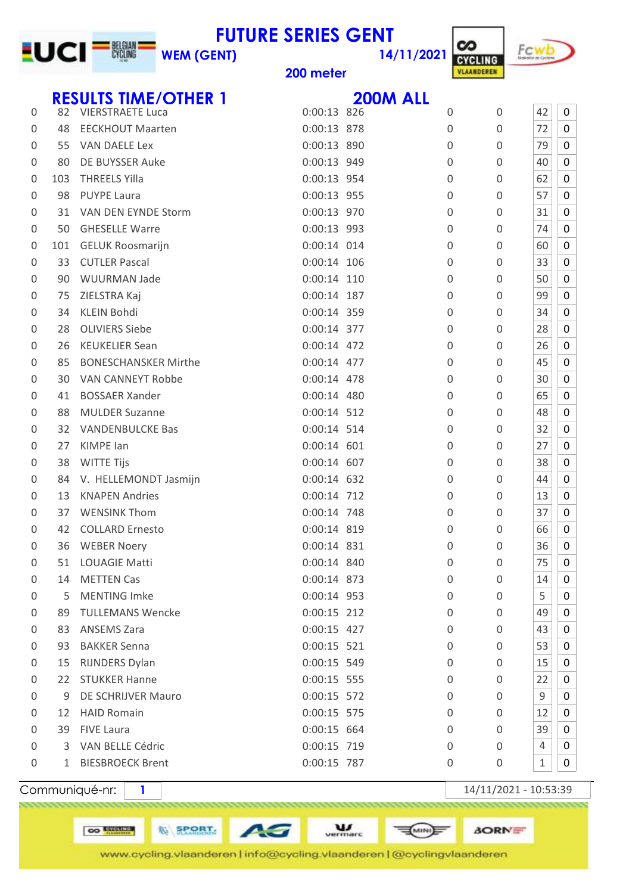# FUTURE SERIES GENT

WEM (GENT) — 14/11/2021

200 meter

## RESULTS TIME/OTHER 1 — 200M ALL

| | | | | | | | | |
|---|---|---|---|---|---|---|---|---|
| 0 | 82 | VIERSTRAETE Luca | 0:00:13 | 826 | 0 | 0 | 42 | 0 |
| 0 | 48 | EECKHOUT Maarten | 0:00:13 | 878 | 0 | 0 | 72 | 0 |
| 0 | 55 | VAN DAELE Lex | 0:00:13 | 890 | 0 | 0 | 79 | 0 |
| 0 | 80 | DE BUYSSER Auke | 0:00:13 | 949 | 0 | 0 | 40 | 0 |
| 0 | 103 | THREELS Yilla | 0:00:13 | 954 | 0 | 0 | 62 | 0 |
| 0 | 98 | PUYPE Laura | 0:00:13 | 955 | 0 | 0 | 57 | 0 |
| 0 | 31 | VAN DEN EYNDE Storm | 0:00:13 | 970 | 0 | 0 | 31 | 0 |
| 0 | 50 | GHESELLE Warre | 0:00:13 | 993 | 0 | 0 | 74 | 0 |
| 0 | 101 | GELUK Roosmarijn | 0:00:14 | 014 | 0 | 0 | 60 | 0 |
| 0 | 33 | CUTLER Pascal | 0:00:14 | 106 | 0 | 0 | 33 | 0 |
| 0 | 90 | WUURMAN Jade | 0:00:14 | 110 | 0 | 0 | 50 | 0 |
| 0 | 75 | ZIELSTRA Kaj | 0:00:14 | 187 | 0 | 0 | 99 | 0 |
| 0 | 34 | KLEIN Bohdi | 0:00:14 | 359 | 0 | 0 | 34 | 0 |
| 0 | 28 | OLIVIERS Siebe | 0:00:14 | 377 | 0 | 0 | 28 | 0 |
| 0 | 26 | KEUKELIER Sean | 0:00:14 | 472 | 0 | 0 | 26 | 0 |
| 0 | 85 | BONESCHANSKER Mirthe | 0:00:14 | 477 | 0 | 0 | 45 | 0 |
| 0 | 30 | VAN CANNEYT Robbe | 0:00:14 | 478 | 0 | 0 | 30 | 0 |
| 0 | 41 | BOSSAER Xander | 0:00:14 | 480 | 0 | 0 | 65 | 0 |
| 0 | 88 | MULDER Suzanne | 0:00:14 | 512 | 0 | 0 | 48 | 0 |
| 0 | 32 | VANDENBULCKE Bas | 0:00:14 | 514 | 0 | 0 | 32 | 0 |
| 0 | 27 | KIMPE Ian | 0:00:14 | 601 | 0 | 0 | 27 | 0 |
| 0 | 38 | WITTE Tijs | 0:00:14 | 607 | 0 | 0 | 38 | 0 |
| 0 | 84 | V. HELLEMONDT Jasmijn | 0:00:14 | 632 | 0 | 0 | 44 | 0 |
| 0 | 13 | KNAPEN Andries | 0:00:14 | 712 | 0 | 0 | 13 | 0 |
| 0 | 37 | WENSINK Thom | 0:00:14 | 748 | 0 | 0 | 37 | 0 |
| 0 | 42 | COLLARD Ernesto | 0:00:14 | 819 | 0 | 0 | 66 | 0 |
| 0 | 36 | WEBER Noery | 0:00:14 | 831 | 0 | 0 | 36 | 0 |
| 0 | 51 | LOUAGIE Matti | 0:00:14 | 840 | 0 | 0 | 75 | 0 |
| 0 | 14 | METTEN Cas | 0:00:14 | 873 | 0 | 0 | 14 | 0 |
| 0 | 5 | MENTING Imke | 0:00:14 | 953 | 0 | 0 | 5 | 0 |
| 0 | 89 | TULLEMANS Wencke | 0:00:15 | 212 | 0 | 0 | 49 | 0 |
| 0 | 83 | ANSEMS Zara | 0:00:15 | 427 | 0 | 0 | 43 | 0 |
| 0 | 93 | BAKKER Senna | 0:00:15 | 521 | 0 | 0 | 53 | 0 |
| 0 | 15 | RIJNDERS Dylan | 0:00:15 | 549 | 0 | 0 | 15 | 0 |
| 0 | 22 | STUKKER Hanne | 0:00:15 | 555 | 0 | 0 | 22 | 0 |
| 0 | 9 | DE SCHRIJVER Mauro | 0:00:15 | 572 | 0 | 0 | 9 | 0 |
| 0 | 12 | HAID Romain | 0:00:15 | 575 | 0 | 0 | 12 | 0 |
| 0 | 39 | FIVE Laura | 0:00:15 | 664 | 0 | 0 | 39 | 0 |
| 0 | 3 | VAN BELLE Cédric | 0:00:15 | 719 | 0 | 0 | 4 | 0 |
| 0 | 1 | BIESBROECK Brent | 0:00:15 | 787 | 0 | 0 | 1 | 0 |

Communiqué-nr: 1 — 14/11/2021 - 10:53:39

www.cycling.vlaanderen | info@cycling.vlaanderen | @cyclingvlaanderen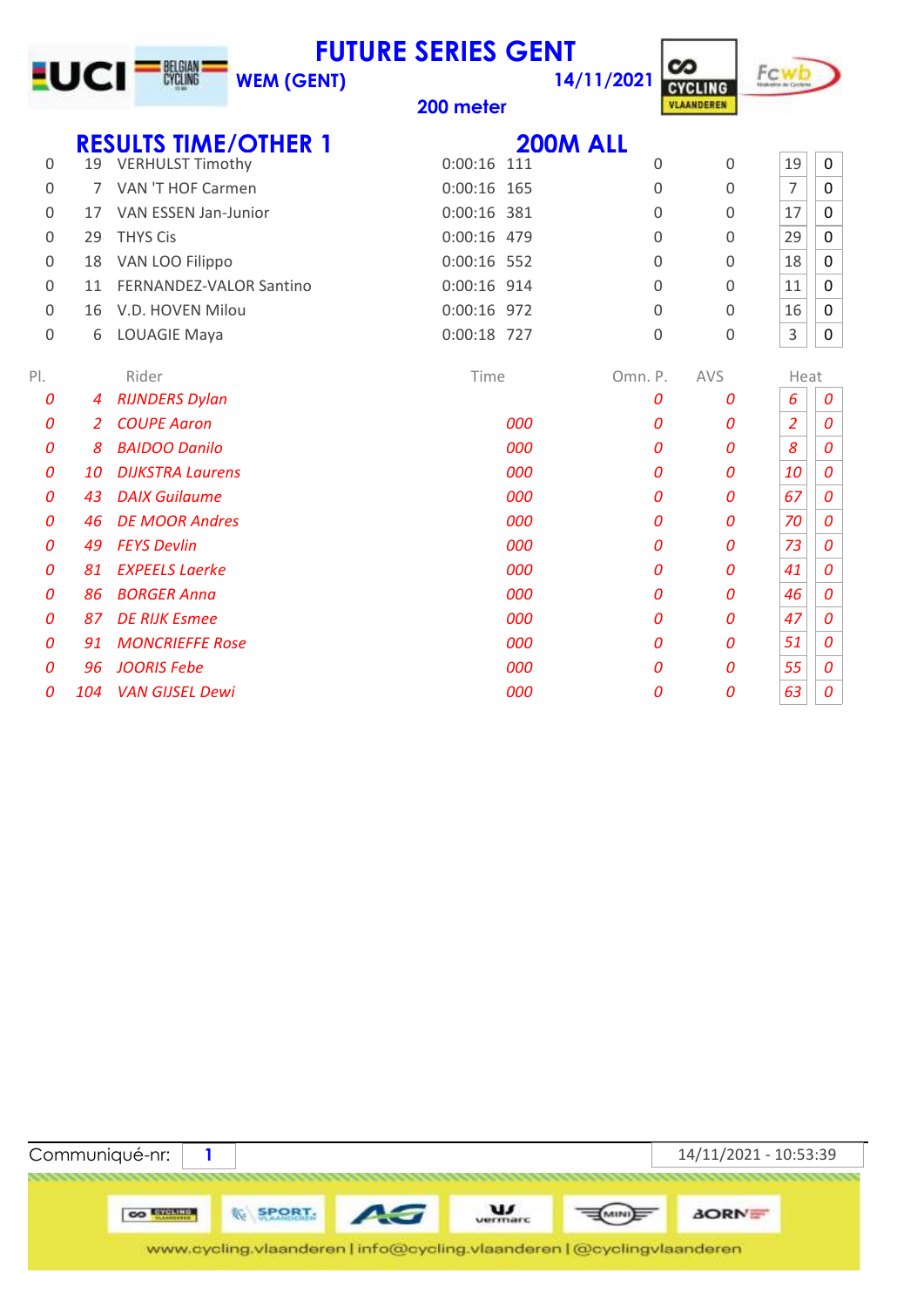# FUTURE SERIES GENT

**WEM (GENT)** — **14/11/2021**

**200 meter**

## RESULTS TIME/OTHER 1 — 200M ALL

| Pl. | | Rider | Time | | Omn. P. | AVS | Heat | |
|---|---|---|---|---|---|---|---|---|
| 0 | 19 | VERHULST Timothy | 0:00:16 | 111 | 0 | 0 | 19 | 0 |
| 0 | 7 | VAN 'T HOF Carmen | 0:00:16 | 165 | 0 | 0 | 7 | 0 |
| 0 | 17 | VAN ESSEN Jan-Junior | 0:00:16 | 381 | 0 | 0 | 17 | 0 |
| 0 | 29 | THYS Cis | 0:00:16 | 479 | 0 | 0 | 29 | 0 |
| 0 | 18 | VAN LOO Filippo | 0:00:16 | 552 | 0 | 0 | 18 | 0 |
| 0 | 11 | FERNANDEZ-VALOR Santino | 0:00:16 | 914 | 0 | 0 | 11 | 0 |
| 0 | 16 | V.D. HOVEN Milou | 0:00:16 | 972 | 0 | 0 | 16 | 0 |
| 0 | 6 | LOUAGIE Maya | 0:00:18 | 727 | 0 | 0 | 3 | 0 |
| *0* | *4* | *RIJNDERS Dylan* | | | *0* | *0* | *6* | *0* |
| *0* | *2* | *COUPE Aaron* | | *000* | *0* | *0* | *2* | *0* |
| *0* | *8* | *BAIDOO Danilo* | | *000* | *0* | *0* | *8* | *0* |
| *0* | *10* | *DIJKSTRA Laurens* | | *000* | *0* | *0* | *10* | *0* |
| *0* | *43* | *DAIX Guilaume* | | *000* | *0* | *0* | *67* | *0* |
| *0* | *46* | *DE MOOR Andres* | | *000* | *0* | *0* | *70* | *0* |
| *0* | *49* | *FEYS Devlin* | | *000* | *0* | *0* | *73* | *0* |
| *0* | *81* | *EXPEELS Laerke* | | *000* | *0* | *0* | *41* | *0* |
| *0* | *86* | *BORGER Anna* | | *000* | *0* | *0* | *46* | *0* |
| *0* | *87* | *DE RIJK Esmee* | | *000* | *0* | *0* | *47* | *0* |
| *0* | *91* | *MONCRIEFFE Rose* | | *000* | *0* | *0* | *51* | *0* |
| *0* | *96* | *JOORIS Febe* | | *000* | *0* | *0* | *55* | *0* |
| *0* | *104* | *VAN GIJSEL Dewi* | | *000* | *0* | *0* | *63* | *0* |

Communiqué-nr: 1 — 14/11/2021 - 10:53:39

www.cycling.vlaanderen | info@cycling.vlaanderen | @cyclingvlaanderen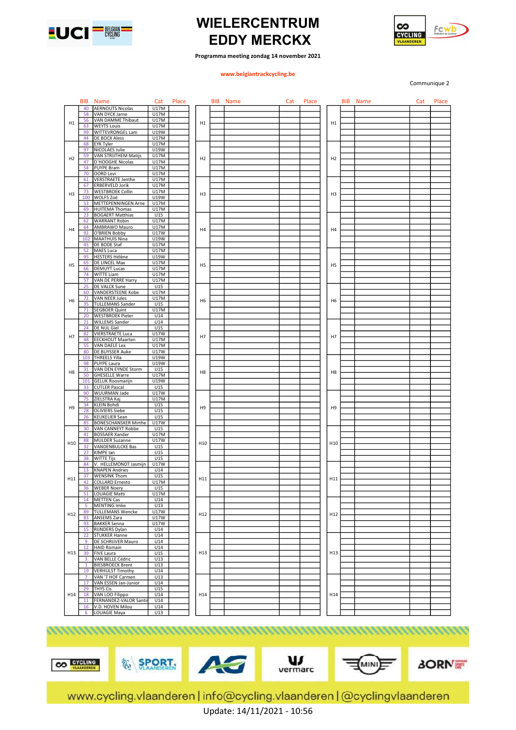# WIELERCENTRUM EDDY MERCKX

**Programma meeting zondag 14 november 2021**

www.belgiantrackcycling.be

Communique 2

| | BIB | Name | Cat | Place |
|---|---|---|---|---|
| H1 | 40 | AERNOUTS Nicolas | U17M | |
| | 58 | VAN DYCK Jarne | U17M | |
| | 56 | VAN DAMME Thibaut | U17M | |
| | 63 | WEYTS Louis | U17M | |
| | 99 | WITTEVRONGEL Lani | U19W | |
| | 44 | DE BOCK Aless | U17M | |
| H2 | 68 | EYK Tyler | U17M | |
| | 97 | NICOLAES Julie | U19W | |
| | 59 | VAN STRIJTHEM Matijs | U17M | |
| | 47 | D'HOOGHE Nicolas | U17M | |
| | 54 | PUYPE Bram | U17M | |
| | 70 | OORD Levi | U17M | |
| H3 | 61 | VERSTRAETE Jenthe | U17M | |
| | 67 | ERBERVELD Jorik | U17M | |
| | 73 | WESTBROEK Collin | U17M | |
| | 100 | WOLFS Zoë | U19W | |
| | 53 | METTEPENNINGEN Arne | U17M | |
| | 69 | HUITEMA Thomas | U17M | |
| H4 | 23 | BOGAERT Matthias | U15 | |
| | 62 | WARRANT Robin | U17M | |
| | 64 | AMBRAWO Mauro | U17M | |
| | 92 | O'BRIEN Bobby | U17W | |
| | 102 | MAATHUIS Nina | U19W | |
| | 45 | DE BODE Staf | U17M | |
| H5 | 52 | MAES Luca | U17M | |
| | 95 | HESTERS Hélène | U19W | |
| | 65 | DE LINCEL Max | U17M | |
| | 66 | DEMUYT Lucas | U17M | |
| | 74 | WITTE Liam | U17M | |
| | 57 | VAN DE PERRE Harry | U17M | |
| H6 | 25 | DE VALCK Sune | U15 | |
| | 60 | VANDERSTEENE Kobe | U17M | |
| | 72 | VAN NEER Jules | U17M | |
| | 35 | TULLEMANS Sander | U15 | |
| | 71 | SEGBOER Quint | U17M | |
| | 20 | WESTBROEK Pieter | U14 | |
| H7 | 21 | WILLEMS Sander | U14 | |
| | 24 | DE NUL Giel | U15 | |
| | 82 | VIERSTRAETE Luca | U17W | |
| | 48 | EECKHOUT Maarten | U17M | |
| | 55 | VAN DAELE Lex | U17M | |
| | 80 | DE BUYSSER Auke | U17W | |
| H8 | 103 | THREELS Yilla | U19W | |
| | 98 | PUYPE Laura | U19W | |
| | 31 | VAN DEN EYNDE Storm | U15 | |
| | 50 | GHESELLE Warre | U17M | |
| | 101 | GELUK Roosmarijn | U19W | |
| | 33 | CUTLER Pascal | U15 | |
| H9 | 90 | WIJURMAN Jade | U17W | |
| | 75 | ZIELSTRA Kaj | U17M | |
| | 34 | KLEIN Bohdi | U15 | |
| | 28 | OLIVIERS Siebe | U15 | |
| | 26 | KEUKELIER Sean | U15 | |
| | 85 | BONESCHANSKER Mirthe | U17W | |
| H10 | 30 | VAN CANNEYT Robbe | U15 | |
| | 41 | BOSSAER Xander | U17M | |
| | 88 | MULDER Suzanne | U17W | |
| | 32 | VANDENBULCKE Bas | U15 | |
| | 27 | KIMPE Ian | U15 | |
| | 38 | WITTE Tijs | U15 | |
| H11 | 84 | V. HELLEMONDT Jasmijn | U17W | |
| | 13 | KNAPEN Andries | U14 | |
| | 37 | WENSINK Thom | U15 | |
| | 42 | COLLARD Ernesto | U17M | |
| | 36 | WEBER Noery | U15 | |
| | 51 | LOUAGIE Matti | U17M | |
| H12 | 14 | METTEN Cas | U14 | |
| | 5 | MENTING Imke | U13 | |
| | 89 | TULLEMANS Wencke | U17W | |
| | 83 | ANSEMS Zara | U17W | |
| | 93 | BAKKER Senna | U17W | |
| | 15 | RIJNDERS Dylan | U14 | |
| H13 | 22 | STUKKER Hanne | U14 | |
| | 9 | DE SCHRIJVER Mauro | U14 | |
| | 12 | HAID Romain | U14 | |
| | 39 | FIVE Laura | U15 | |
| | 3 | VAN BELLE Cédric | U13 | |
| | 1 | BIESBROECK Brent | U13 | |
| | 19 | VERHULST Timothy | U14 | |
| H14 | 7 | VAN 'T HOF Carmen | U13 | |
| | 17 | VAN ESSEN Jan-Junior | U14 | |
| | 29 | THYS Cis | U15 | |
| | 18 | VAN LOO Filippo | U14 | |
| | 11 | FERNANDEZ-VALOR Santir | U14 | |
| | 16 | V.D. HOVEN Milou | U14 | |
| | 6 | LOUAGIE Maya | U13 | |

| | BIB | Name | Cat | Place |
|---|---|---|---|---|
| H1 | | | | |
| H2 | | | | |
| H3 | | | | |
| H4 | | | | |
| H5 | | | | |
| H6 | | | | |
| H7 | | | | |
| H8 | | | | |
| H9 | | | | |
| H10 | | | | |
| H11 | | | | |
| H12 | | | | |
| H13 | | | | |
| H14 | | | | |

| | BIB | Name | Cat | Place |
|---|---|---|---|---|
| H1 | | | | |
| H2 | | | | |
| H3 | | | | |
| H4 | | | | |
| H5 | | | | |
| H6 | | | | |
| H7 | | | | |
| H8 | | | | |
| H9 | | | | |
| H10 | | | | |
| H11 | | | | |
| H12 | | | | |
| H13 | | | | |
| H14 | | | | |

www.cycling.vlaanderen | info@cycling.vlaanderen | @cyclingvlaanderen

Update: 14/11/2021 - 10:56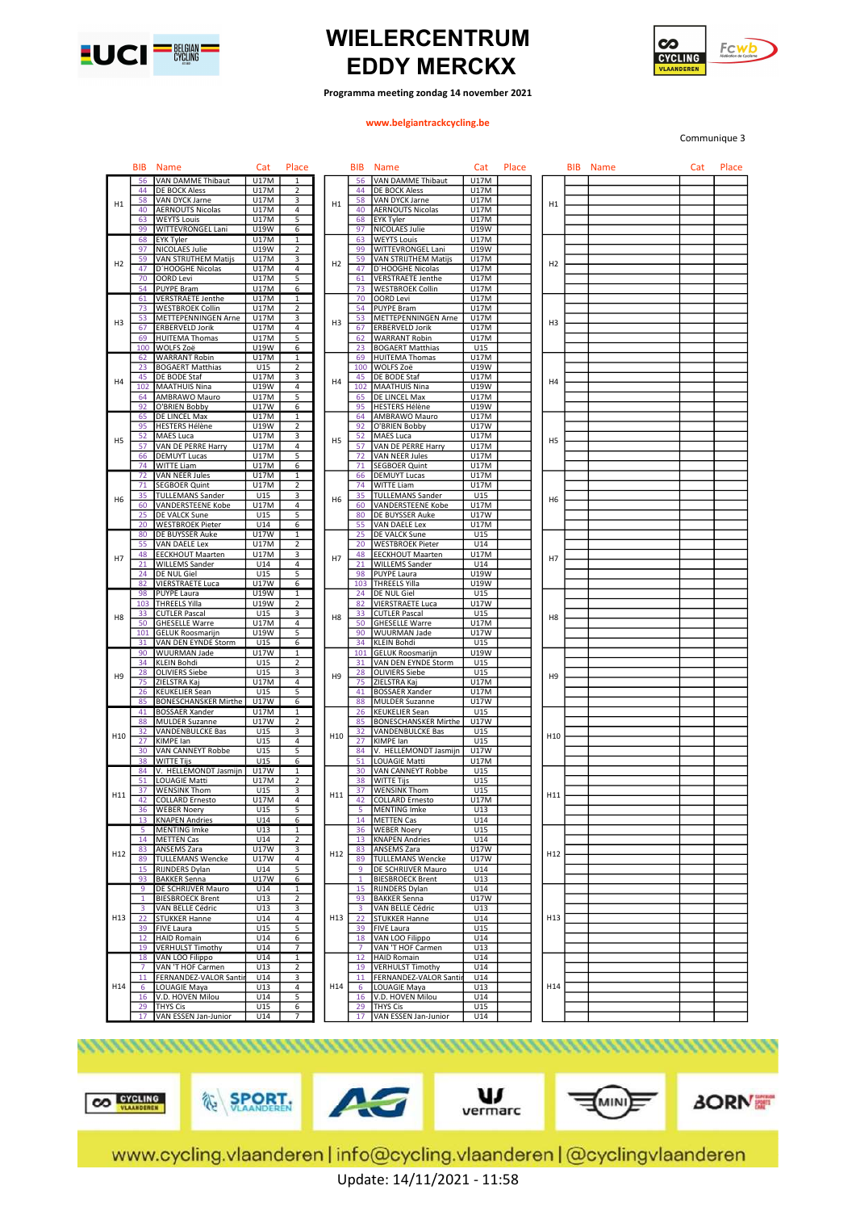# WIELERCENTRUM EDDY MERCKX

**Programma meeting zondag 14 november 2021**

www.belgiantrackcycling.be

Communique 3

| | BIB | Name | Cat | Place |
|---|---|---|---|---|
| H1 | 56 | VAN DAMME Thibaut | U17M | 1 |
| | 44 | DE BOCK Aless | U17M | 2 |
| | 58 | VAN DYCK Jarne | U17M | 3 |
| | 40 | AERNOUTS Nicolas | U17M | 4 |
| | 63 | WEYTS Louis | U17M | 5 |
| | 99 | WITTEVRONGEL Lani | U19W | 6 |
| H2 | 68 | EYK Tyler | U17M | 1 |
| | 97 | NICOLAES Julie | U19W | 2 |
| | 59 | VAN STRIJTHEM Matijs | U17M | 3 |
| | 47 | D'HOOGHE Nicolas | U17M | 4 |
| | 70 | OORD Levi | U17M | 5 |
| | 54 | PUYPE Bram | U17M | 6 |
| H3 | 61 | VERSTRAETE Jenthe | U17M | 1 |
| | 73 | WESTBROEK Collin | U17M | 2 |
| | 53 | METTEPENNINGEN Arne | U17M | 3 |
| | 67 | ERBERVELD Jorik | U17M | 4 |
| | 69 | HUITEMA Thomas | U17M | 5 |
| | 100 | WOLFS Zoë | U19W | 6 |
| H4 | 62 | WARRANT Robin | U17M | 1 |
| | 23 | BOGAERT Matthias | U15 | 2 |
| | 45 | DE BODE Staf | U17M | 3 |
| | 102 | MAATHUIS Nina | U19W | 4 |
| | 64 | AMBRAWO Mauro | U17M | 5 |
| | 92 | O'BRIEN Bobby | U17W | 6 |
| H5 | 65 | DE LINCEL Max | U17M | 1 |
| | 95 | HESTERS Hélène | U19W | 2 |
| | 52 | MAES Luca | U17M | 3 |
| | 57 | VAN DE PERRE Harry | U17M | 4 |
| | 66 | DEMUYT Lucas | U17M | 5 |
| | 74 | WITTE Liam | U17M | 6 |
| H6 | 72 | VAN NEER Jules | U17M | 1 |
| | 71 | SEGBOER Quint | U17M | 2 |
| | 35 | TULLEMANS Sander | U15 | 3 |
| | 60 | VANDERSTEENE Kobe | U17M | 4 |
| | 25 | DE VALCK Sune | U15 | 5 |
| | 20 | WESTBROEK Pieter | U14 | 6 |
| H7 | 80 | DE BUYSSER Auke | U17W | 1 |
| | 55 | VAN DAELE Lex | U17M | 2 |
| | 48 | EECKHOUT Maarten | U17M | 3 |
| | 21 | WILLEMS Sander | U14 | 4 |
| | 24 | DE NUL Giel | U15 | 5 |
| | 82 | VIERSTRAETE Luca | U17W | 6 |
| H8 | 98 | PUYPE Laura | U19W | 1 |
| | 103 | THREELS Yilla | U19W | 2 |
| | 33 | CUTLER Pascal | U15 | 3 |
| | 50 | GHESELLE Warre | U17M | 4 |
| | 101 | GELUK Roosmarijn | U19W | 5 |
| | 31 | VAN DEN EYNDE Storm | U15 | 6 |
| H9 | 90 | WUURMAN Jade | U17W | 1 |
| | 34 | KLEIN Bohdi | U15 | 2 |
| | 28 | OLIVIERS Siebe | U15 | 3 |
| | 75 | ZIELSTRA Kaj | U17M | 4 |
| | 26 | KEUKELIER Sean | U15 | 5 |
| | 85 | BONESCHANSKER Mirthe | U17W | 6 |
| H10 | 41 | BOSSAER Xander | U17M | 1 |
| | 88 | MULDER Suzanne | U17W | 2 |
| | 32 | VANDENBULCKE Bas | U15 | 3 |
| | 27 | KIMPE Ian | U15 | 4 |
| | 30 | VAN CANNEYT Robbe | U15 | 5 |
| | 38 | WITTE Tijs | U15 | 6 |
| H11 | 84 | V. HELLEMONDT Jasmijn | U17W | 1 |
| | 51 | LOUAGIE Matti | U17M | 2 |
| | 37 | WENSINK Thom | U15 | 3 |
| | 42 | COLLARD Ernesto | U17M | 4 |
| | 36 | WEBER Noery | U15 | 5 |
| | 13 | KNAPEN Andries | U14 | 6 |
| H12 | 5 | MENTING Imke | U13 | 1 |
| | 14 | METTEN Cas | U14 | 2 |
| | 83 | ANSEMS Zara | U17W | 3 |
| | 89 | TULLEMANS Wencke | U17W | 4 |
| | 15 | RIJNDERS Dylan | U14 | 5 |
| | 93 | BAKKER Senna | U17W | 6 |
| H13 | 9 | DE SCHRIJVER Mauro | U14 | 1 |
| | 1 | BIESBROECK Brent | U13 | 2 |
| | 3 | VAN BELLE Cédric | U13 | 3 |
| | 22 | STUKKER Hanne | U14 | 4 |
| | 39 | FIVE Laura | U15 | 5 |
| | 12 | HAID Romain | U14 | 6 |
| | 19 | VERHULST Timothy | U14 | 7 |
| H14 | 18 | VAN LOO Filippo | U14 | 1 |
| | 7 | VAN 'T HOF Carmen | U13 | 2 |
| | 11 | FERNANDEZ-VALOR Santir | U14 | 3 |
| | 6 | LOUAGIE Maya | U13 | 4 |
| | 16 | V.D. HOVEN Milou | U14 | 5 |
| | 29 | THYS Cis | U15 | 6 |
| | 17 | VAN ESSEN Jan-Junior | U14 | 7 |

| | BIB | Name | Cat | Place |
|---|---|---|---|---|
| H1 | 56 | VAN DAMME Thibaut | U17M | |
| | 44 | DE BOCK Aless | U17M | |
| | 58 | VAN DYCK Jarne | U17M | |
| | 40 | AERNOUTS Nicolas | U17M | |
| | 68 | EYK Tyler | U17M | |
| | 97 | NICOLAES Julie | U19W | |
| H2 | 63 | WEYTS Louis | U17M | |
| | 99 | WITTEVRONGEL Lani | U19W | |
| | 59 | VAN STRIJTHEM Matijs | U17M | |
| | 47 | D'HOOGHE Nicolas | U17M | |
| | 61 | VERSTRAETE Jenthe | U17M | |
| | 73 | WESTBROEK Collin | U17M | |
| H3 | 70 | OORD Levi | U17M | |
| | 54 | PUYPE Bram | U17M | |
| | 53 | METTEPENNINGEN Arne | U17M | |
| | 67 | ERBERVELD Jorik | U17M | |
| | 62 | WARRANT Robin | U17M | |
| | 23 | BOGAERT Matthias | U15 | |
| H4 | 69 | HUITEMA Thomas | U17M | |
| | 100 | WOLFS Zoë | U19W | |
| | 45 | DE BODE Staf | U17M | |
| | 102 | MAATHUIS Nina | U19W | |
| | 65 | DE LINCEL Max | U17M | |
| | 95 | HESTERS Hélène | U19W | |
| H5 | 64 | AMBRAWO Mauro | U17M | |
| | 92 | O'BRIEN Bobby | U17W | |
| | 52 | MAES Luca | U17M | |
| | 57 | VAN DE PERRE Harry | U17M | |
| | 72 | VAN NEER Jules | U17M | |
| | 71 | SEGBOER Quint | U17M | |
| H6 | 66 | DEMUYT Lucas | U17M | |
| | 74 | WITTE Liam | U17M | |
| | 35 | TULLEMANS Sander | U15 | |
| | 60 | VANDERSTEENE Kobe | U17M | |
| | 80 | DE BUYSSER Auke | U17W | |
| | 55 | VAN DAELE Lex | U17M | |
| H7 | 25 | DE VALCK Sune | U15 | |
| | 20 | WESTBROEK Pieter | U14 | |
| | 48 | EECKHOUT Maarten | U17M | |
| | 21 | WILLEMS Sander | U14 | |
| | 98 | PUYPE Laura | U19W | |
| | 103 | THREELS Yilla | U19W | |
| H8 | 24 | DE NUL Giel | U15 | |
| | 82 | VIERSTRAETE Luca | U17W | |
| | 33 | CUTLER Pascal | U15 | |
| | 50 | GHESELLE Warre | U17M | |
| | 90 | WUURMAN Jade | U17W | |
| | 34 | KLEIN Bohdi | U15 | |
| H9 | 101 | GELUK Roosmarijn | U19W | |
| | 31 | VAN DEN EYNDE Storm | U15 | |
| | 28 | OLIVIERS Siebe | U15 | |
| | 75 | ZIELSTRA Kaj | U17M | |
| | 41 | BOSSAER Xander | U17M | |
| | 88 | MULDER Suzanne | U17W | |
| H10 | 26 | KEUKELIER Sean | U15 | |
| | 85 | BONESCHANSKER Mirthe | U17W | |
| | 32 | VANDENBULCKE Bas | U15 | |
| | 27 | KIMPE Ian | U15 | |
| | 84 | V. HELLEMONDT Jasmijn | U17W | |
| | 51 | LOUAGIE Matti | U17M | |
| H11 | 30 | VAN CANNEYT Robbe | U15 | |
| | 38 | WITTE Tijs | U15 | |
| | 37 | WENSINK Thom | U15 | |
| | 42 | COLLARD Ernesto | U17M | |
| | 5 | MENTING Imke | U13 | |
| | 14 | METTEN Cas | U14 | |
| H12 | 36 | WEBER Noery | U15 | |
| | 13 | KNAPEN Andries | U14 | |
| | 83 | ANSEMS Zara | U17W | |
| | 89 | TULLEMANS Wencke | U17W | |
| | 9 | DE SCHRIJVER Mauro | U14 | |
| | 1 | BIESBROECK Brent | U13 | |
| H13 | 15 | RIJNDERS Dylan | U14 | |
| | 93 | BAKKER Senna | U17W | |
| | 3 | VAN BELLE Cédric | U13 | |
| | 22 | STUKKER Hanne | U14 | |
| | 39 | FIVE Laura | U15 | |
| | 18 | VAN LOO Filippo | U14 | |
| | 7 | VAN 'T HOF Carmen | U13 | |
| H14 | 12 | HAID Romain | U14 | |
| | 19 | VERHULST Timothy | U14 | |
| | 11 | FERNANDEZ-VALOR Santir | U14 | |
| | 6 | LOUAGIE Maya | U13 | |
| | 16 | V.D. HOVEN Milou | U14 | |
| | 29 | THYS Cis | U15 | |
| | 17 | VAN ESSEN Jan-Junior | U14 | |

| | BIB | Name | Cat | Place |
|---|---|---|---|---|
| H1 | | | | |
| H2 | | | | |
| H3 | | | | |
| H4 | | | | |
| H5 | | | | |
| H6 | | | | |
| H7 | | | | |
| H8 | | | | |
| H9 | | | | |
| H10 | | | | |
| H11 | | | | |
| H12 | | | | |
| H13 | | | | |
| H14 | | | | |

www.cycling.vlaanderen | info@cycling.vlaanderen | @cyclingvlaanderen

Update: 14/11/2021 - 11:58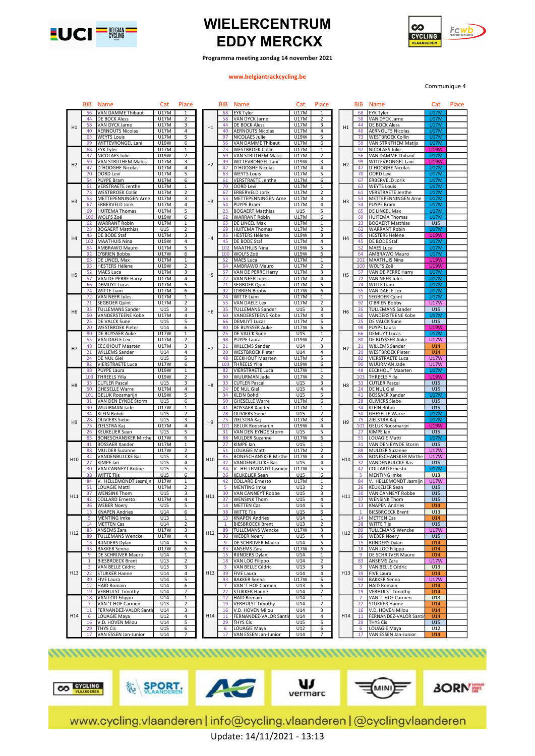# WIELERCENTRUM EDDY MERCKX

**Programma meeting zondag 14 november 2021**

www.belgiantrackcycling.be

Communique 4

| | BIB | Name | Cat | Place |
|---|---|---|---|---|
| H1 | 56 | VAN DAMME Thibaut | U17M | 1 |
| | 44 | DE BOCK Aless | U17M | 2 |
| | 58 | VAN DYCK Jarne | U17M | 3 |
| | 40 | AERNOUTS Nicolas | U17M | 4 |
| | 63 | WEYTS Louis | U17M | 5 |
| | 99 | WITTEVRONGEL Lani | U19W | 6 |
| H2 | 68 | EYK Tyler | U17M | 1 |
| | 97 | NICOLAES Julie | U19W | 2 |
| | 59 | VAN STRIJTHEM Matijs | U17M | 3 |
| | 47 | D'HOOGHE Nicolas | U17M | 4 |
| | 70 | OORD Levi | U17M | 5 |
| | 54 | PUYPE Bram | U17M | 6 |
| H3 | 61 | VERSTRAETE Jenthe | U17M | 1 |
| | 73 | WESTBROEK Collin | U17M | 2 |
| | 53 | METTEPENNINGEN Arne | U17M | 3 |
| | 67 | ERBERVELD Jorik | U17M | 4 |
| | 69 | HUITEMA Thomas | U17M | 5 |
| | 100 | WOLFS Zoë | U19W | 6 |
| H4 | 62 | WARRANT Robin | U17M | 1 |
| | 23 | BOGAERT Matthias | U15 | 2 |
| | 45 | DE BODE Staf | U17M | 3 |
| | 102 | MAATHUIS Nina | U19W | 4 |
| | 64 | AMBRAWO Mauro | U17M | 5 |
| | 92 | O'BRIEN Bobby | U17W | 6 |
| H5 | 65 | DE LINCEL Max | U17M | 1 |
| | 95 | HESTERS Hélène | U19W | 2 |
| | 52 | MAES Luca | U17M | 3 |
| | 57 | VAN DE PERRE Harry | U17M | 4 |
| | 66 | DEMUYT Lucas | U17M | 5 |
| | 74 | WITTE Liam | U17M | 6 |
| H6 | 72 | VAN NEER Jules | U17M | 1 |
| | 71 | SEGBOER Quint | U17M | 2 |
| | 35 | TULLEMANS Sander | U15 | 3 |
| | 60 | VANDERSTEENE Kobe | U17M | 4 |
| | 25 | DE VALCK Sune | U15 | 5 |
| | 20 | WESTBROEK Pieter | U14 | 6 |
| H7 | 80 | DE BUYSSER Auke | U17W | 1 |
| | 55 | VAN DAELE Lex | U17M | 2 |
| | 48 | EECKHOUT Maarten | U17M | 3 |
| | 21 | WILLEMS Sander | U14 | 4 |
| | 24 | DE NUL Giel | U15 | 5 |
| | 82 | VIERSTRAETE Luca | U17W | 6 |
| H8 | 98 | PUYPE Laura | U19W | 1 |
| | 103 | THREELS Yilla | U19W | 2 |
| | 33 | CUTLER Pascal | U15 | 3 |
| | 50 | GHESELLE Warre | U17M | 4 |
| | 101 | GELUK Roosmarijn | U19W | 5 |
| | 31 | VAN DEN EYNDE Storm | U15 | 6 |
| H9 | 90 | WUURMAN Jade | U17W | 1 |
| | 34 | KLEIN Bohdi | U15 | 2 |
| | 28 | OLIVIERS Siebe | U15 | 3 |
| | 75 | ZIELSTRA Kaj | U17M | 4 |
| | 26 | KEUKELIER Sean | U15 | 5 |
| | 85 | BONESCHANSKER Mirthe | U17W | 6 |
| H10 | 41 | BOSSAER Xander | U17M | 1 |
| | 88 | MULDER Suzanne | U17W | 2 |
| | 32 | VANDENBULCKE Bas | U15 | 3 |
| | 27 | KIMPE Ian | U15 | 4 |
| | 30 | VAN CANNEYT Robbe | U15 | 5 |
| | 38 | WITTE Tijs | U15 | 6 |
| H11 | 84 | V. HELLEMONDT Jasmijn | U17W | 1 |
| | 51 | LOUAGIE Matti | U17M | 2 |
| | 37 | WENSINK Thom | U15 | 3 |
| | 42 | COLLARD Ernesto | U17M | 4 |
| | 36 | WEBER Noery | U15 | 5 |
| | 13 | KNAPEN Andries | U14 | 6 |
| H12 | 5 | MENTING Imke | U13 | 1 |
| | 14 | METTEN Cas | U14 | 2 |
| | 83 | ANSEMS Zara | U17W | 3 |
| | 89 | TULLEMANS Wencke | U17W | 4 |
| | 15 | RIJNDERS Dylan | U14 | 5 |
| | 93 | BAKKER Senna | U17W | 6 |
| H13 | 9 | DE SCHRIJVER Mauro | U14 | 1 |
| | 1 | BIESBROECK Brent | U13 | 2 |
| | 3 | VAN BELLE Cédric | U13 | 3 |
| | 22 | STUKKER Hanne | U14 | 4 |
| | 39 | FIVE Laura | U14 | 5 |
| | 12 | HAID Romain | U14 | 6 |
| | 19 | VERHULST Timothy | U14 | 7 |
| H14 | 18 | VAN LOO Filippo | U14 | 1 |
| | 7 | VAN 'T HOF Carmen | U13 | 2 |
| | 11 | FERNANDEZ-VALOR Santir | U14 | 3 |
| | 6 | LOUAGIE Maya | U12 | 4 |
| | 16 | V.D. HOVEN Milou | U14 | 5 |
| | 29 | THYS Cis | U15 | 6 |
| | 17 | VAN ESSEN Jan-Junior | U14 | 7 |

| | BIB | Name | Cat | Place |
|---|---|---|---|---|
| H1 | 68 | EYK Tyler | U17M | 1 |
| | 58 | VAN DYCK Jarne | U17M | 2 |
| | 44 | DE BOCK Aless | U17M | 3 |
| | 40 | AERNOUTS Nicolas | U17M | 4 |
| | 97 | NICOLAES Julie | U19W | 5 |
| | 56 | VAN DAMME Thibaut | U17M | 6 |
| H2 | 73 | WESTBROEK Collin | U17M | 1 |
| | 59 | VAN STRIJTHEM Matijs | U17M | 2 |
| | 99 | WITTEVRONGEL Lani | U19W | 3 |
| | 47 | D'HOOGHE Nicolas | U17M | 4 |
| | 63 | WEYTS Louis | U17M | 5 |
| | 61 | VERSTRAETE Jenthe | U17M | 6 |
| H3 | 70 | OORD Levi | U17M | 1 |
| | 67 | ERBERVELD Jorik | U17M | 2 |
| | 53 | METTEPENNINGEN Arne | U17M | 3 |
| | 54 | PUYPE Bram | U17M | 4 |
| | 23 | BOGAERT Matthias | U15 | 5 |
| | 62 | WARRANT Robin | U17M | 6 |
| H4 | 65 | DE LINCEL Max | U17M | 1 |
| | 69 | HUITEMA Thomas | U17M | 2 |
| | 95 | HESTERS Hélène | U19W | 3 |
| | 45 | DE BODE Staf | U17M | 4 |
| | 102 | MAATHUIS Nina | U19W | 5 |
| | 100 | WOLFS Zoë | U19W | 6 |
| H5 | 52 | MAES Luca | U17M | 1 |
| | 64 | AMBRAWO Mauro | U17M | 2 |
| | 57 | VAN DE PERRE Harry | U17M | 3 |
| | 72 | VAN NEER Jules | U17M | 4 |
| | 71 | SEGBOER Quint | U17M | 5 |
| | 92 | O'BRIEN Bobby | U17W | 6 |
| H6 | 74 | WITTE Liam | U17M | 1 |
| | 55 | VAN DAELE Lex | U17M | 2 |
| | 35 | TULLEMANS Sander | U15 | 3 |
| | 60 | VANDERSTEENE Kobe | U17M | 4 |
| | 66 | DEMUYT Lucas | U17M | 5 |
| | 80 | DE BUYSSER Auke | U17W | 6 |
| H7 | 25 | DE VALCK Sune | U15 | 1 |
| | 98 | PUYPE Laura | U19W | 2 |
| | 21 | WILLEMS Sander | U14 | 3 |
| | 20 | WESTBROEK Pieter | U14 | 4 |
| | 48 | EECKHOUT Maarten | U17M | 5 |
| | 103 | THREELS Yilla | U19W | 6 |
| H8 | 82 | VIERSTRAETE Luca | U17W | 1 |
| | 90 | WUURMAN Jade | U17W | 2 |
| | 33 | CUTLER Pascal | U15 | 3 |
| | 24 | DE NUL Giel | U15 | 4 |
| | 34 | KLEIN Bohdi | U15 | 5 |
| | 50 | GHESELLE Warre | U17M | 6 |
| H9 | 41 | BOSSAER Xander | U17M | 1 |
| | 28 | OLIVIERS Siebe | U15 | 2 |
| | 75 | ZIELSTRA Kaj | U17M | 3 |
| | 101 | GELUK Roosmarijn | U19W | 4 |
| | 31 | VAN DEN EYNDE Storm | U15 | 5 |
| | 88 | MULDER Suzanne | U17W | 6 |
| H10 | 27 | KIMPE Ian | U15 | 1 |
| | 51 | LOUAGIE Matti | U17M | 2 |
| | 85 | BONESCHANSKER Mirthe | U17W | 3 |
| | 32 | VANDENBULCKE Bas | U15 | 4 |
| | 84 | V. HELLEMONDT Jasmijn | U17W | 5 |
| | 26 | KEUKELIER Sean | U15 | 6 |
| H11 | 42 | COLLARD Ernesto | U17M | 1 |
| | 5 | MENTING Imke | U13 | 2 |
| | 30 | VAN CANNEYT Robbe | U15 | 3 |
| | 37 | WENSINK Thom | U15 | 4 |
| | 14 | METTEN Cas | U14 | 5 |
| | 38 | WITTE Tijs | U15 | 6 |
| H12 | 13 | KNAPEN Andries | U14 | 1 |
| | 1 | BIESBROECK Brent | U13 | 2 |
| | 89 | TULLEMANS Wencke | U17W | 3 |
| | 36 | WEBER Noery | U15 | 4 |
| | 9 | DE SCHRIJVER Mauro | U14 | 5 |
| | 83 | ANSEMS Zara | U17W | 6 |
| H13 | 15 | RIJNDERS Dylan | U14 | 1 |
| | 18 | VAN LOO Filippo | U14 | 2 |
| | 3 | VAN BELLE Cédric | U13 | 3 |
| | 39 | FIVE Laura | U14 | 4 |
| | 93 | BAKKER Senna | U17W | 5 |
| | 7 | VAN 'T HOF Carmen | U13 | 6 |
| | 22 | STUKKER Hanne | U14 | 7 |
| H14 | 12 | HAID Romain | U14 | 1 |
| | 19 | VERHULST Timothy | U14 | 2 |
| | 16 | V.D. HOVEN Milou | U14 | 3 |
| | 11 | FERNANDEZ-VALOR Santir | U14 | 4 |
| | 29 | THYS Cis | U15 | 5 |
| | 6 | LOUAGIE Maya | U12 | 6 |
| | 17 | VAN ESSEN Jan-Junior | U14 | 7 |

| | BIB | Name | Cat | Place |
|---|---|---|---|---|
| H1 | 68 | EYK Tyler | U17M | |
| | 58 | VAN DYCK Jarne | U17M | |
| | 44 | DE BOCK Aless | U17M | |
| | 40 | AERNOUTS Nicolas | U17M | |
| | 73 | WESTBROEK Collin | U17M | |
| | 59 | VAN STRIJTHEM Matijs | U17M | |
| H2 | 97 | NICOLAES Julie | U19W | |
| | 56 | VAN DAMME Thibaut | U17M | |
| | 99 | WITTEVRONGEL Lani | U19W | |
| | 47 | D'HOOGHE Nicolas | U17M | |
| | 70 | OORD Levi | U17M | |
| | 67 | ERBERVELD Jorik | U17M | |
| H3 | 63 | WEYTS Louis | U17M | |
| | 61 | VERSTRAETE Jenthe | U17M | |
| | 53 | METTEPENNINGEN Arne | U17M | |
| | 54 | PUYPE Bram | U17M | |
| | 65 | DE LINCEL Max | U17M | |
| | 69 | HUITEMA Thomas | U17M | |
| H4 | 23 | BOGAERT Matthias | U15 | |
| | 62 | WARRANT Robin | U17M | |
| | 95 | HESTERS Hélène | U19W | |
| | 45 | DE BODE Staf | U17M | |
| | 52 | MAES Luca | U17M | |
| | 64 | AMBRAWO Mauro | U17M | |
| H5 | 102 | MAATHUIS Nina | U19W | |
| | 100 | WOLFS Zoë | U19W | |
| | 57 | VAN DE PERRE Harry | U17M | |
| | 72 | VAN NEER Jules | U17M | |
| | 74 | WITTE Liam | U17M | |
| | 55 | VAN DAELE Lex | U17M | |
| H6 | 71 | SEGBOER Quint | U17M | |
| | 92 | O'BRIEN Bobby | U17W | |
| | 35 | TULLEMANS Sander | U15 | |
| | 60 | VANDERSTEENE Kobe | U17M | |
| | 25 | DE VALCK Sune | U15 | |
| | 98 | PUYPE Laura | U19W | |
| H7 | 66 | DEMUYT Lucas | U17M | |
| | 80 | DE BUYSSER Auke | U17W | |
| | 21 | WILLEMS Sander | U14 | |
| | 20 | WESTBROEK Pieter | U14 | |
| | 82 | VIERSTRAETE Luca | U17W | |
| | 90 | WUURMAN Jade | U17W | |
| H8 | 48 | EECKHOUT Maarten | U17M | |
| | 103 | THREELS Yilla | U19W | |
| | 33 | CUTLER Pascal | U15 | |
| | 24 | DE NUL Giel | U15 | |
| | 41 | BOSSAER Xander | U17M | |
| | 28 | OLIVIERS Siebe | U15 | |
| H9 | 34 | KLEIN Bohdi | U15 | |
| | 50 | GHESELLE Warre | U17M | |
| | 75 | ZIELSTRA Kaj | U17M | |
| | 101 | GELUK Roosmarijn | U19W | |
| | 27 | KIMPE Ian | U15 | |
| | 51 | LOUAGIE Matti | U17M | |
| H10 | 31 | VAN DEN EYNDE Storm | U15 | |
| | 88 | MULDER Suzanne | U17W | |
| | 85 | BONESCHANSKER Mirthe | U17W | |
| | 32 | VANDENBULCKE Bas | U15 | |
| | 42 | COLLARD Ernesto | U17M | |
| | 5 | MENTING Imke | U13 | |
| H11 | 84 | V. HELLEMONDT Jasmijn | U17W | |
| | 26 | KEUKELIER Sean | U15 | |
| | 30 | VAN CANNEYT Robbe | U15 | |
| | 37 | WENSINK Thom | U15 | |
| | 13 | KNAPEN Andries | U14 | |
| | 1 | BIESBROECK Brent | U13 | |
| H12 | 14 | METTEN Cas | U14 | |
| | 38 | WITTE Tijs | U15 | |
| | 89 | TULLEMANS Wencke | U17W | |
| | 36 | WEBER Noery | U15 | |
| | 15 | RIJNDERS Dylan | U14 | |
| | 18 | VAN LOO Filippo | U14 | |
| H13 | 9 | DE SCHRIJVER Mauro | U14 | |
| | 83 | ANSEMS Zara | U17W | |
| | 3 | VAN BELLE Cédric | U13 | |
| | 39 | FIVE Laura | U14 | |
| | 93 | BAKKER Senna | U17W | |
| | 12 | HAID Romain | U14 | |
| | 19 | VERHULST Timothy | U14 | |
| H14 | 7 | VAN 'T HOF Carmen | U13 | |
| | 22 | STUKKER Hanne | U14 | |
| | 16 | V.D. HOVEN Milou | U14 | |
| | 11 | FERNANDEZ-VALOR Santir | U14 | |
| | 29 | THYS Cis | U15 | |
| | 6 | LOUAGIE Maya | U12 | |
| | 17 | VAN ESSEN Jan-Junior | U14 | |

www.cycling.vlaanderen | info@cycling.vlaanderen | @cyclingvlaanderen

Update: 14/11/2021 - 13:13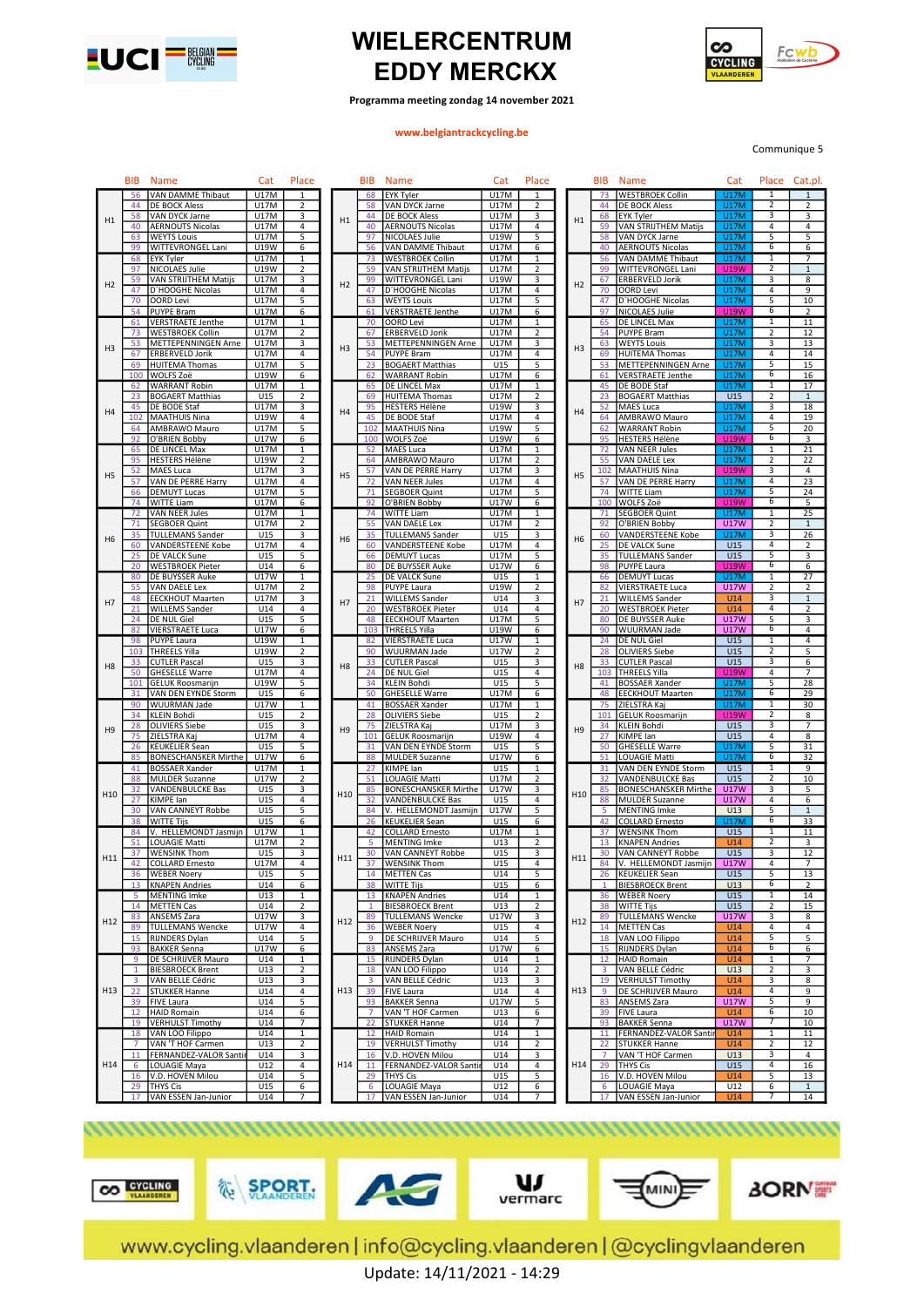# WIELERCENTRUM EDDY MERCKX

**Programma meeting zondag 14 november 2021**

www.belgiantrackcycling.be

Communique 5

| | BIB | Name | Cat | Place |
|---|---|---|---|---|
| H1 | 56 | VAN DAMME Thibaut | U17M | 1 |
| | 44 | DE BOCK Aless | U17M | 2 |
| | 58 | VAN DYCK Jarne | U17M | 3 |
| | 40 | AERNOUTS Nicolas | U17M | 4 |
| | 63 | WEYTS Louis | U17M | 5 |
| | 99 | WITTEVRONGEL Lani | U19W | 6 |
| H2 | 68 | EYK Tyler | U17M | 1 |
| | 97 | NICOLAES Julie | U19W | 2 |
| | 59 | VAN STRIJTHEM Matijs | U17M | 3 |
| | 47 | D'HOOGHE Nicolas | U17M | 4 |
| | 70 | OORD Levi | U17M | 5 |
| | 54 | PUYPE Bram | U17M | 6 |
| H3 | 61 | VERSTRAETE Jenthe | U17M | 1 |
| | 73 | WESTBROEK Collin | U17M | 2 |
| | 53 | METTEPENNINGEN Arne | U17M | 3 |
| | 67 | ERBERVELD Jorik | U17M | 4 |
| | 69 | HUITEMA Thomas | U17M | 5 |
| | 100 | WOLFS Zoë | U19W | 6 |
| H4 | 62 | WARRANT Robin | U17M | 1 |
| | 23 | BOGAERT Matthias | U15 | 2 |
| | 45 | DE BODE Staf | U17M | 3 |
| | 102 | MAATHUIS Nina | U19W | 4 |
| | 64 | AMBRAWO Mauro | U17M | 5 |
| | 92 | O'BRIEN Bobby | U17W | 6 |
| H5 | 65 | DE LINCEL Max | U17M | 1 |
| | 95 | HESTERS Hélène | U19W | 2 |
| | 52 | MAES Luca | U17M | 3 |
| | 57 | VAN DE PERRE Harry | U17M | 4 |
| | 66 | DEMUYT Lucas | U17M | 5 |
| | 74 | WITTE Liam | U17M | 6 |
| H6 | 72 | VAN NEER Jules | U17M | 1 |
| | 71 | SEGBOER Quint | U17M | 2 |
| | 35 | TULLEMANS Sander | U15 | 3 |
| | 60 | VANDERSTEENE Kobe | U17M | 4 |
| | 25 | DE VALCK Sune | U15 | 5 |
| | 20 | WESTBROEK Pieter | U14 | 6 |
| H7 | 80 | DE BUYSSER Auke | U17W | 1 |
| | 55 | VAN DAELE Lex | U17M | 2 |
| | 48 | EECKHOUT Maarten | U17M | 3 |
| | 21 | WILLEMS Sander | U14 | 4 |
| | 24 | DE NUL Giel | U15 | 5 |
| | 82 | VIERSTRAETE Luca | U17W | 6 |
| H8 | 98 | PUYPE Laura | U19W | 1 |
| | 103 | THREELS Yilla | U19W | 2 |
| | 33 | CUTLER Pascal | U15 | 3 |
| | 50 | GHESELLE Warre | U17M | 4 |
| | 101 | GELUK Roosmarijn | U19W | 5 |
| | 31 | VAN DEN EYNDE Storm | U15 | 6 |
| H9 | 90 | WUURMAN Jade | U17W | 1 |
| | 34 | KLEIN Bohdi | U15 | 2 |
| | 28 | OLIVIERS Siebe | U15 | 3 |
| | 75 | ZIELSTRA Kaj | U17M | 4 |
| | 26 | KEUKELIER Sean | U15 | 5 |
| | 85 | BONESCHANSKER Mirthe | U17W | 6 |
| H10 | 41 | BOSSAER Xander | U17M | 1 |
| | 88 | MULDER Suzanne | U17W | 2 |
| | 32 | VANDENBULCKE Bas | U15 | 3 |
| | 27 | KIMPE Ian | U15 | 4 |
| | 30 | VAN CANNEYT Robbe | U15 | 5 |
| | 38 | WITTE Tijs | U15 | 6 |
| H11 | 84 | V. HELLEMONDT Jasmijn | U17W | 1 |
| | 51 | LOUAGIE Matti | U17M | 2 |
| | 37 | WENSINK Thom | U15 | 3 |
| | 42 | COLLARD Ernesto | U17M | 4 |
| | 36 | WEBER Noery | U15 | 5 |
| | 13 | KNAPEN Andries | U14 | 6 |
| H12 | 5 | MENTING Imke | U13 | 1 |
| | 14 | METTEN Cas | U14 | 2 |
| | 83 | ANSEMS Zara | U17W | 3 |
| | 89 | TULLEMANS Wencke | U17W | 4 |
| | 15 | RIJNDERS Dylan | U14 | 5 |
| | 93 | BAKKER Senna | U17W | 6 |
| H13 | 9 | DE SCHRIJVER Mauro | U14 | 1 |
| | 1 | BIESBROECK Brent | U13 | 2 |
| | 3 | VAN BELLE Cédric | U13 | 3 |
| | 22 | STUKKER Hanne | U14 | 4 |
| | 39 | FIVE Laura | U14 | 5 |
| | 12 | HAID Romain | U14 | 6 |
| | 19 | VERHULST Timothy | U14 | 7 |
| H14 | 18 | VAN LOO Filippo | U14 | 1 |
| | 7 | VAN 'T HOF Carmen | U13 | 2 |
| | 11 | FERNANDEZ-VALOR Santi | U14 | 3 |
| | 6 | LOUAGIE Maya | U12 | 4 |
| | 16 | V.D. HOVEN Milou | U14 | 5 |
| | 29 | THYS Cis | U15 | 6 |
| | 17 | VAN ESSEN Jan-Junior | U14 | 7 |

| | BIB | Name | Cat | Place |
|---|---|---|---|---|
| H1 | 68 | EYK Tyler | U17M | 1 |
| | 58 | VAN DYCK Jarne | U17M | 2 |
| | 44 | DE BOCK Aless | U17M | 3 |
| | 40 | AERNOUTS Nicolas | U17M | 4 |
| | 97 | NICOLAES Julie | U19W | 5 |
| | 56 | VAN DAMME Thibaut | U17M | 6 |
| H2 | 73 | WESTBROEK Collin | U17M | 1 |
| | 59 | VAN STRIJTHEM Matijs | U17M | 2 |
| | 99 | WITTEVRONGEL Lani | U19W | 3 |
| | 47 | D'HOOGHE Nicolas | U17M | 4 |
| | 63 | WEYTS Louis | U17M | 5 |
| | 61 | VERSTRAETE Jenthe | U17M | 6 |
| H3 | 70 | OORD Levi | U17M | 1 |
| | 67 | ERBERVELD Jorik | U17M | 2 |
| | 53 | METTEPENNINGEN Arne | U17M | 3 |
| | 54 | PUYPE Bram | U17M | 4 |
| | 23 | BOGAERT Matthias | U15 | 5 |
| | 62 | WARRANT Robin | U17M | 6 |
| H4 | 65 | DE LINCEL Max | U17M | 1 |
| | 69 | HUITEMA Thomas | U17M | 2 |
| | 95 | HESTERS Hélène | U19W | 3 |
| | 45 | DE BODE Staf | U17M | 4 |
| | 102 | MAATHUIS Nina | U19W | 5 |
| | 100 | WOLFS Zoë | U19W | 6 |
| H5 | 52 | MAES Luca | U17M | 1 |
| | 64 | AMBRAWO Mauro | U17M | 2 |
| | 57 | VAN DE PERRE Harry | U17M | 3 |
| | 72 | VAN NEER Jules | U17M | 4 |
| | 71 | SEGBOER Quint | U17M | 5 |
| | 92 | O'BRIEN Bobby | U17W | 6 |
| H6 | 74 | WITTE Liam | U17M | 1 |
| | 55 | VAN DAELE Lex | U17M | 2 |
| | 35 | TULLEMANS Sander | U15 | 3 |
| | 60 | VANDERSTEENE Kobe | U17M | 4 |
| | 66 | DEMUYT Lucas | U17M | 5 |
| | 80 | DE BUYSSER Auke | U17W | 6 |
| H7 | 25 | DE VALCK Sune | U15 | 1 |
| | 98 | PUYPE Laura | U19W | 2 |
| | 21 | WILLEMS Sander | U14 | 3 |
| | 20 | WESTBROEK Pieter | U14 | 4 |
| | 48 | EECKHOUT Maarten | U17M | 5 |
| | 103 | THREELS Yilla | U19W | 6 |
| H8 | 82 | VIERSTRAETE Luca | U17W | 1 |
| | 90 | WUURMAN Jade | U17W | 2 |
| | 28 | OLIVIERS Siebe | U15 | 3 |
| | 24 | DE NUL Giel | U15 | 4 |
| | 34 | KLEIN Bohdi | U15 | 5 |
| | 50 | GHESELLE Warre | U17M | 6 |
| H9 | 41 | BOSSAER Xander | U17M | 1 |
| | 33 | CUTLER Pascal | U15 | 2 |
| | 75 | ZIELSTRA Kaj | U17M | 3 |
| | 101 | GELUK Roosmarijn | U19W | 4 |
| | 31 | VAN DEN EYNDE Storm | U15 | 5 |
| | 88 | MULDER Suzanne | U17W | 6 |
| H10 | 27 | KIMPE Ian | U15 | 1 |
| | 51 | LOUAGIE Matti | U17M | 2 |
| | 85 | BONESCHANSKER Mirthe | U17W | 3 |
| | 32 | VANDENBULCKE Bas | U15 | 4 |
| | 84 | V. HELLEMONDT Jasmijn | U17W | 5 |
| | 26 | KEUKELIER Sean | U15 | 6 |
| H11 | 42 | COLLARD Ernesto | U17M | 1 |
| | 5 | MENTING Imke | U13 | 2 |
| | 30 | VAN CANNEYT Robbe | U15 | 3 |
| | 37 | WENSINK Thom | U15 | 4 |
| | 14 | METTEN Cas | U14 | 5 |
| | 38 | WITTE Tijs | U15 | 6 |
| H12 | 13 | KNAPEN Andries | U14 | 1 |
| | 1 | BIESBROECK Brent | U13 | 2 |
| | 89 | TULLEMANS Wencke | U17W | 3 |
| | 36 | WEBER Noery | U15 | 4 |
| | 9 | DE SCHRIJVER Mauro | U14 | 5 |
| | 83 | ANSEMS Zara | U17W | 6 |
| H13 | 15 | RIJNDERS Dylan | U14 | 1 |
| | 18 | VAN LOO Filippo | U14 | 2 |
| | 3 | VAN BELLE Cédric | U13 | 3 |
| | 39 | FIVE Laura | U14 | 4 |
| | 93 | BAKKER Senna | U17W | 5 |
| | 7 | VAN 'T HOF Carmen | U13 | 6 |
| | 22 | STUKKER Hanne | U14 | 7 |
| H14 | 12 | HAID Romain | U14 | 1 |
| | 19 | VERHULST Timothy | U14 | 2 |
| | 16 | V.D. HOVEN Milou | U14 | 3 |
| | 11 | FERNANDEZ-VALOR Santi | U14 | 4 |
| | 29 | THYS Cis | U15 | 5 |
| | 6 | LOUAGIE Maya | U12 | 6 |
| | 17 | VAN ESSEN Jan-Junior | U14 | 7 |

| | BIB | Name | Cat | Place | Cat.pl. |
|---|---|---|---|---|---|
| H1 | 73 | WESTBROEK Collin | U17M | 1 | 1 |
| | 44 | DE BOCK Aless | U17M | 2 | 2 |
| | 68 | EYK Tyler | U17M | 3 | 3 |
| | 59 | VAN STRIJTHEM Matijs | U17M | 4 | 4 |
| | 58 | VAN DYCK Jarne | U17M | 5 | 5 |
| | 40 | AERNOUTS Nicolas | U17M | 6 | 6 |
| H2 | 56 | VAN DAMME Thibaut | U17M | 1 | 7 |
| | 99 | WITTEVRONGEL Lani | U19W | 2 | 1 |
| | 67 | ERBERVELD Jorik | U17M | 3 | 8 |
| | 70 | OORD Levi | U17M | 4 | 9 |
| | 47 | D'HOOGHE Nicolas | U17M | 5 | 10 |
| | 97 | NICOLAES Julie | U19W | 6 | 2 |
| H3 | 65 | DE LINCEL Max | U17M | 1 | 11 |
| | 54 | PUYPE Bram | U17M | 2 | 12 |
| | 63 | WEYTS Louis | U17M | 3 | 13 |
| | 69 | HUITEMA Thomas | U17M | 4 | 14 |
| | 53 | METTEPENNINGEN Arne | U17M | 5 | 15 |
| | 61 | VERSTRAETE Jenthe | U17M | 6 | 16 |
| H4 | 45 | DE BODE Staf | U17M | 1 | 17 |
| | 23 | BOGAERT Matthias | U15 | 2 | 1 |
| | 52 | MAES Luca | U17M | 3 | 18 |
| | 64 | AMBRAWO Mauro | U17M | 4 | 19 |
| | 62 | WARRANT Robin | U17M | 5 | 20 |
| | 95 | HESTERS Hélène | U19W | 6 | 3 |
| H5 | 72 | VAN NEER Jules | U17M | 1 | 21 |
| | 55 | VAN DAELE Lex | U17M | 2 | 22 |
| | 102 | MAATHUIS Nina | U19W | 3 | 4 |
| | 57 | VAN DE PERRE Harry | U17M | 4 | 23 |
| | 74 | WITTE Liam | U17M | 5 | 24 |
| | 100 | WOLFS Zoë | U19W | 6 | 5 |
| H6 | 71 | SEGBOER Quint | U17M | 1 | 25 |
| | 92 | O'BRIEN Bobby | U17W | 2 | 1 |
| | 60 | VANDERSTEENE Kobe | U17M | 3 | 26 |
| | 25 | DE VALCK Sune | U15 | 4 | 2 |
| | 35 | TULLEMANS Sander | U15 | 5 | 3 |
| | 98 | PUYPE Laura | U19W | 6 | 6 |
| H7 | 66 | DEMUYT Lucas | U17M | 1 | 27 |
| | 82 | VIERSTRAETE Luca | U17W | 2 | 2 |
| | 21 | WILLEMS Sander | U14 | 3 | 1 |
| | 20 | WESTBROEK Pieter | U14 | 4 | 2 |
| | 80 | DE BUYSSER Auke | U17W | 5 | 3 |
| | 90 | WUURMAN Jade | U17W | 6 | 4 |
| H8 | 24 | DE NUL Giel | U15 | 1 | 4 |
| | 28 | OLIVIERS Siebe | U15 | 2 | 5 |
| | 33 | CUTLER Pascal | U15 | 3 | 6 |
| | 103 | THREELS Yilla | U19W | 4 | 7 |
| | 41 | BOSSAER Xander | U17M | 5 | 28 |
| | 48 | EECKHOUT Maarten | U17M | 6 | 29 |
| H9 | 75 | ZIELSTRA Kaj | U17M | 1 | 30 |
| | 101 | GELUK Roosmarijn | U19W | 2 | 8 |
| | 34 | KLEIN Bohdi | U15 | 3 | 7 |
| | 27 | KIMPE Ian | U15 | 4 | 8 |
| | 50 | GHESELLE Warre | U17M | 5 | 31 |
| | 51 | LOUAGIE Matti | U17M | 6 | 32 |
| H10 | 31 | VAN DEN EYNDE Storm | U15 | 1 | 9 |
| | 32 | VANDENBULCKE Bas | U15 | 2 | 10 |
| | 85 | BONESCHANSKER Mirthe | U17W | 3 | 5 |
| | 88 | MULDER Suzanne | U17W | 4 | 6 |
| | 5 | MENTING Imke | U13 | 5 | 1 |
| | 42 | COLLARD Ernesto | U17M | 6 | 33 |
| H11 | 37 | WENSINK Thom | U15 | 1 | 11 |
| | 13 | KNAPEN Andries | U14 | 2 | 3 |
| | 30 | VAN CANNEYT Robbe | U15 | 3 | 12 |
| | 84 | V. HELLEMONDT Jasmijn | U17W | 4 | 7 |
| | 26 | KEUKELIER Sean | U15 | 5 | 13 |
| | 1 | BIESBROECK Brent | U13 | 6 | 2 |
| H12 | 36 | WEBER Noery | U15 | 1 | 14 |
| | 38 | WITTE Tijs | U15 | 2 | 15 |
| | 89 | TULLEMANS Wencke | U17W | 3 | 8 |
| | 14 | METTEN Cas | U14 | 4 | 4 |
| | 18 | VAN LOO Filippo | U14 | 5 | 5 |
| | 15 | RIJNDERS Dylan | U14 | 6 | 6 |
| H13 | 12 | HAID Romain | U14 | 1 | 7 |
| | 3 | VAN BELLE Cédric | U13 | 2 | 3 |
| | 19 | VERHULST Timothy | U14 | 3 | 8 |
| | 9 | DE SCHRIJVER Mauro | U14 | 4 | 9 |
| | 83 | ANSEMS Zara | U17W | 5 | 9 |
| | 39 | FIVE Laura | U14 | 6 | 10 |
| | 93 | BAKKER Senna | U17W | 7 | 10 |
| H14 | 11 | FERNANDEZ-VALOR Santi | U14 | 1 | 11 |
| | 22 | STUKKER Hanne | U14 | 2 | 12 |
| | 7 | VAN 'T HOF Carmen | U13 | 3 | 4 |
| | 29 | THYS Cis | U15 | 4 | 16 |
| | 16 | V.D. HOVEN Milou | U14 | 5 | 13 |
| | 6 | LOUAGIE Maya | U12 | 6 | 1 |
| | 17 | VAN ESSEN Jan-Junior | U14 | 7 | 14 |

www.cycling.vlaanderen | info@cycling.vlaanderen | @cyclingvlaanderen

Update: 14/11/2021 - 14:29